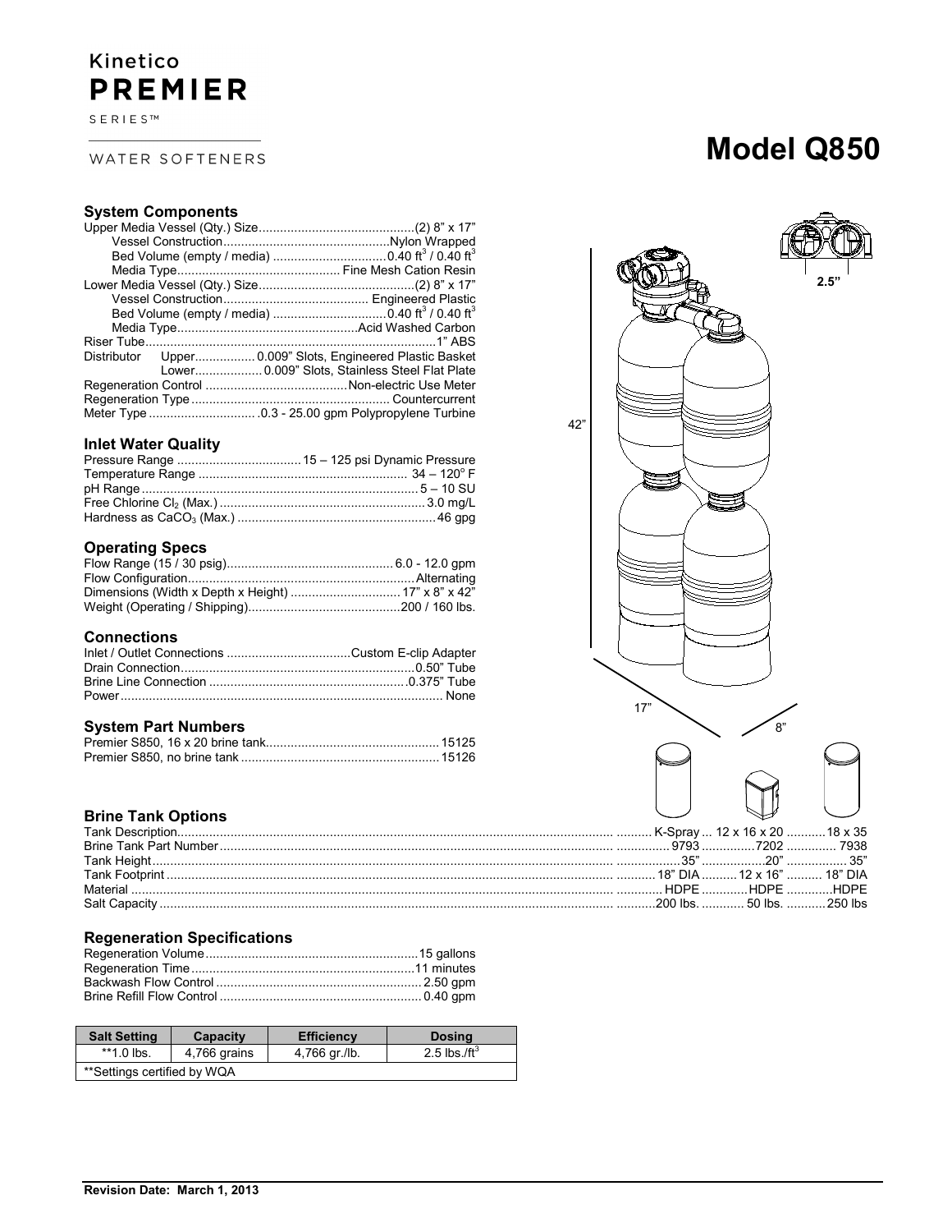Kinetico
**PREMIER**
SERIES™

WATER SOFTENERS

# Model Q850

### System Components

| | |
|---|---|
| Upper Media Vessel (Qty.) Size | (2) 8" x 17" |
| Vessel Construction | Nylon Wrapped |
| Bed Volume (empty / media) | 0.40 $ft^3$ / 0.40 $ft^3$ |
| Media Type | Fine Mesh Cation Resin |
| Lower Media Vessel (Qty.) Size | (2) 8" x 17" |
| Vessel Construction | Engineered Plastic |
| Bed Volume (empty / media) | 0.40 $ft^3$ / 0.40 $ft^3$ |
| Media Type | Acid Washed Carbon |
| Riser Tube | 1" ABS |
| Distributor Upper | 0.009" Slots, Engineered Plastic Basket |
| Distributor Lower | 0.009" Slots, Stainless Steel Flat Plate |
| Regeneration Control | Non-electric Use Meter |
| Regeneration Type | Countercurrent |
| Meter Type | 0.3 - 25.00 gpm Polypropylene Turbine |

### Inlet Water Quality

| | |
|---|---|
| Pressure Range | 15 – 125 psi Dynamic Pressure |
| Temperature Range | 34 – 120° F |
| pH Range | 5 – 10 SU |
| Free Chlorine $Cl_2$ (Max.) | 3.0 mg/L |
| Hardness as $CaCO_3$ (Max.) | 46 gpg |

### Operating Specs

| | |
|---|---|
| Flow Range (15 / 30 psig) | 6.0 - 12.0 gpm |
| Flow Configuration | Alternating |
| Dimensions (Width x Depth x Height) | 17" x 8" x 42" |
| Weight (Operating / Shipping) | 200 / 160 lbs. |

### Connections

| | |
|---|---|
| Inlet / Outlet Connections | Custom E-clip Adapter |
| Drain Connection | 0.50" Tube |
| Brine Line Connection | 0.375" Tube |
| Power | None |

### System Part Numbers

| | |
|---|---|
| Premier S850, 16 x 20 brine tank | 15125 |
| Premier S850, no brine tank | 15126 |

2.5"

42"

17"

8"

### Brine Tank Options

| | | | |
|---|---|---|---|
| Tank Description | K-Spray | 12 x 16 x 20 | 18 x 35 |
| Brine Tank Part Number | 9793 | 7202 | 7938 |
| Tank Height | 35" | 20" | 35" |
| Tank Footprint | 18" DIA | 12 x 16" | 18" DIA |
| Material | HDPE | HDPE | HDPE |
| Salt Capacity | 200 lbs. | 50 lbs. | 250 lbs |

### Regeneration Specifications

| | |
|---|---|
| Regeneration Volume | 15 gallons |
| Regeneration Time | 11 minutes |
| Backwash Flow Control | 2.50 gpm |
| Brine Refill Flow Control | 0.40 gpm |

| Salt Setting | Capacity | Efficiency | Dosing |
|---|---|---|---|
| **1.0 lbs. | 4,766 grains | 4,766 gr./lb. | 2.5 lbs./$ft^3$ |
| **Settings certified by WQA | | | |

**Revision Date: March 1, 2013**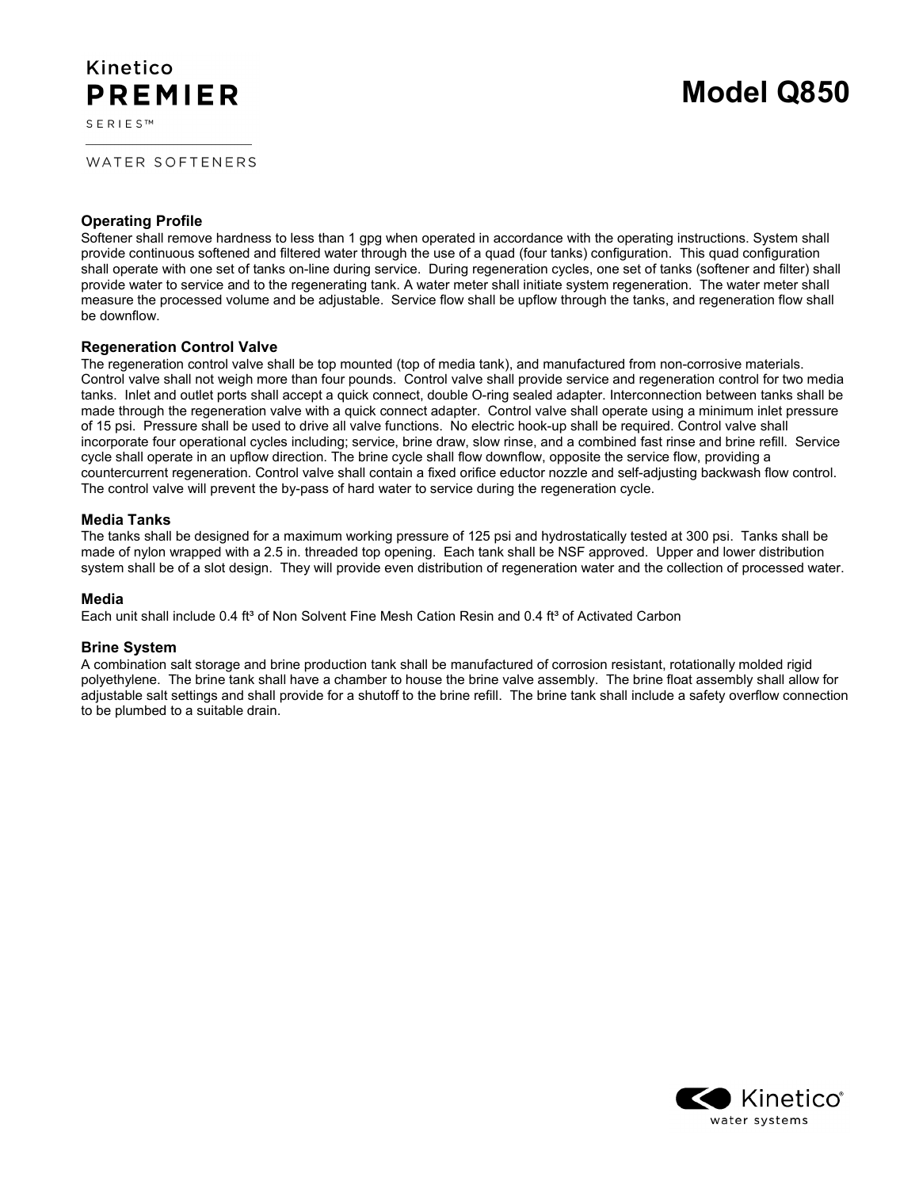Kinetico

PREMIER

SERIES™

WATER SOFTENERS

# Model Q850

### Operating Profile

Softener shall remove hardness to less than 1 gpg when operated in accordance with the operating instructions. System shall provide continuous softened and filtered water through the use of a quad (four tanks) configuration. This quad configuration shall operate with one set of tanks on-line during service. During regeneration cycles, one set of tanks (softener and filter) shall provide water to service and to the regenerating tank. A water meter shall initiate system regeneration. The water meter shall measure the processed volume and be adjustable. Service flow shall be upflow through the tanks, and regeneration flow shall be downflow.

### Regeneration Control Valve

The regeneration control valve shall be top mounted (top of media tank), and manufactured from non-corrosive materials. Control valve shall not weigh more than four pounds. Control valve shall provide service and regeneration control for two media tanks. Inlet and outlet ports shall accept a quick connect, double O-ring sealed adapter. Interconnection between tanks shall be made through the regeneration valve with a quick connect adapter. Control valve shall operate using a minimum inlet pressure of 15 psi. Pressure shall be used to drive all valve functions. No electric hook-up shall be required. Control valve shall incorporate four operational cycles including; service, brine draw, slow rinse, and a combined fast rinse and brine refill. Service cycle shall operate in an upflow direction. The brine cycle shall flow downflow, opposite the service flow, providing a countercurrent regeneration. Control valve shall contain a fixed orifice eductor nozzle and self-adjusting backwash flow control. The control valve will prevent the by-pass of hard water to service during the regeneration cycle.

### Media Tanks

The tanks shall be designed for a maximum working pressure of 125 psi and hydrostatically tested at 300 psi. Tanks shall be made of nylon wrapped with a 2.5 in. threaded top opening. Each tank shall be NSF approved. Upper and lower distribution system shall be of a slot design. They will provide even distribution of regeneration water and the collection of processed water.

### Media

Each unit shall include 0.4 $ft^3$ of Non Solvent Fine Mesh Cation Resin and 0.4 $ft^3$ of Activated Carbon

### Brine System

A combination salt storage and brine production tank shall be manufactured of corrosion resistant, rotationally molded rigid polyethylene. The brine tank shall have a chamber to house the brine valve assembly. The brine float assembly shall allow for adjustable salt settings and shall provide for a shutoff to the brine refill. The brine tank shall include a safety overflow connection to be plumbed to a suitable drain.

Kinetico® water systems